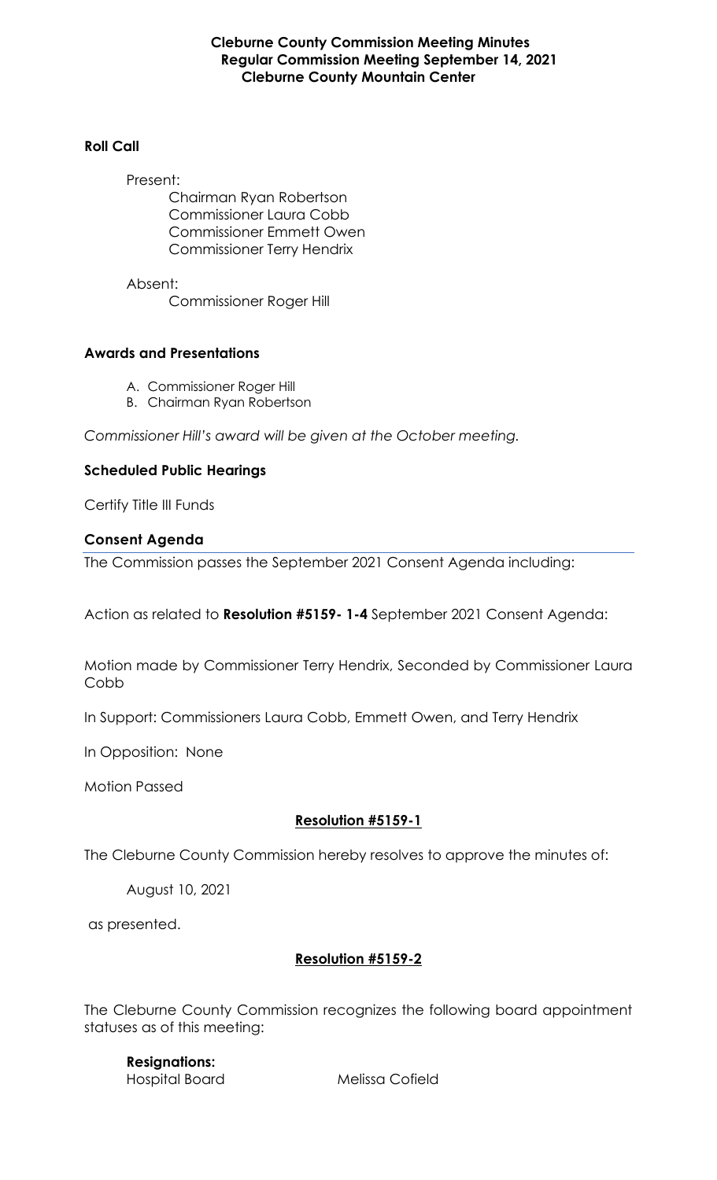**Cleburne County Commission Meeting Minutes**
**Regular Commission Meeting September 14, 2021**
**Cleburne County Mountain Center**

## Roll Call

Present:

Chairman Ryan Robertson
Commissioner Laura Cobb
Commissioner Emmett Owen
Commissioner Terry Hendrix

Absent:

Commissioner Roger Hill

## Awards and Presentations

A. Commissioner Roger Hill
B. Chairman Ryan Robertson

*Commissioner Hill's award will be given at the October meeting.*

## Scheduled Public Hearings

Certify Title III Funds

## Consent Agenda

The Commission passes the September 2021 Consent Agenda including:

Action as related to **Resolution #5159- 1-4** September 2021 Consent Agenda:

Motion made by Commissioner Terry Hendrix, Seconded by Commissioner Laura Cobb

In Support: Commissioners Laura Cobb, Emmett Owen, and Terry Hendrix

In Opposition: None

Motion Passed

**Resolution #5159-1**

The Cleburne County Commission hereby resolves to approve the minutes of:

August 10, 2021

as presented.

**Resolution #5159-2**

The Cleburne County Commission recognizes the following board appointment statuses as of this meeting:

**Resignations:**

| | |
|---|---|
| Hospital Board | Melissa Cofield |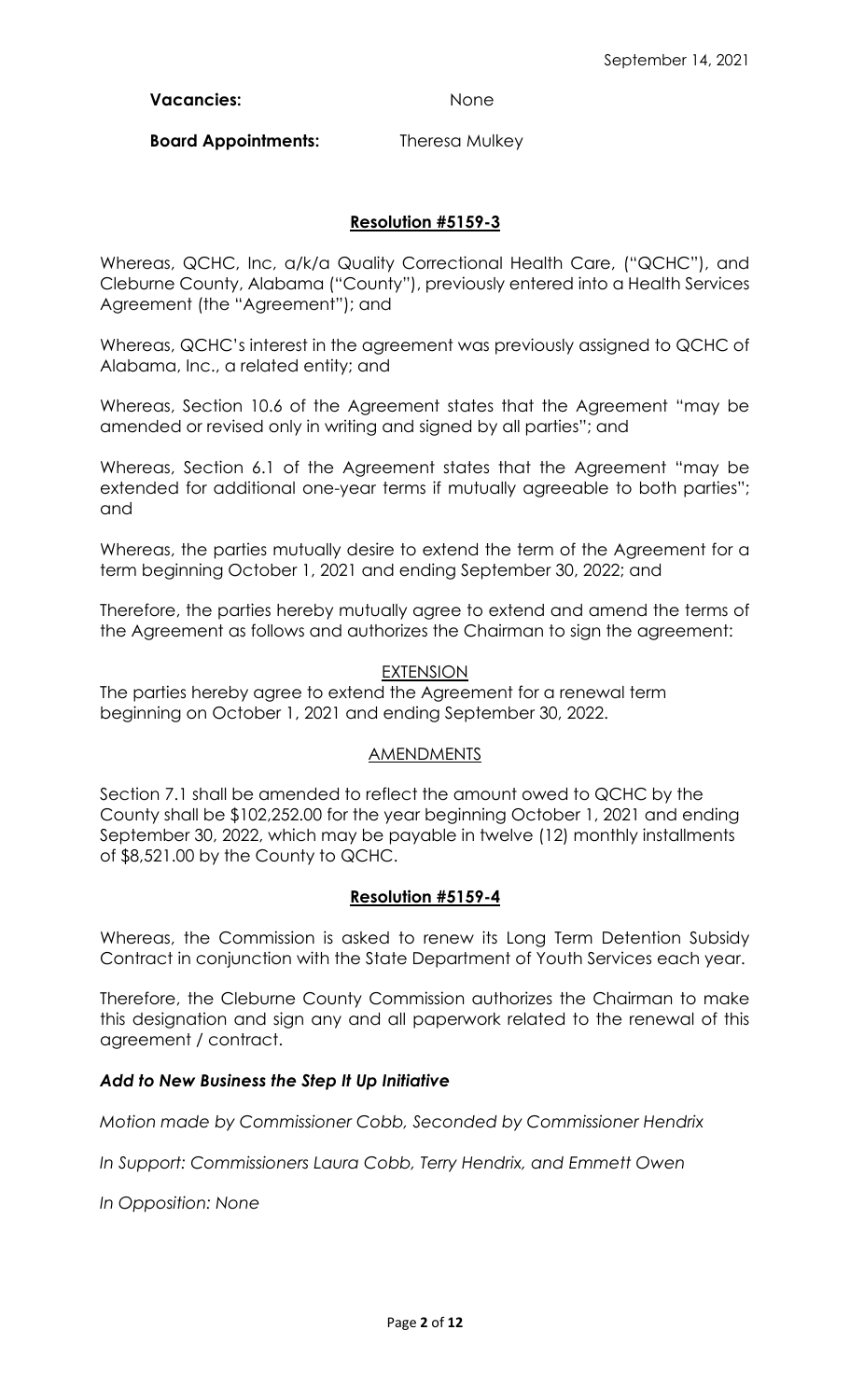September 14, 2021

**Vacancies:** None

**Board Appointments:** Theresa Mulkey

## Resolution #5159-3

Whereas, QCHC, Inc, a/k/a Quality Correctional Health Care, ("QCHC"), and Cleburne County, Alabama ("County"), previously entered into a Health Services Agreement (the "Agreement"); and

Whereas, QCHC's interest in the agreement was previously assigned to QCHC of Alabama, Inc., a related entity; and

Whereas, Section 10.6 of the Agreement states that the Agreement "may be amended or revised only in writing and signed by all parties"; and

Whereas, Section 6.1 of the Agreement states that the Agreement "may be extended for additional one-year terms if mutually agreeable to both parties"; and

Whereas, the parties mutually desire to extend the term of the Agreement for a term beginning October 1, 2021 and ending September 30, 2022; and

Therefore, the parties hereby mutually agree to extend and amend the terms of the Agreement as follows and authorizes the Chairman to sign the agreement:

EXTENSION

The parties hereby agree to extend the Agreement for a renewal term beginning on October 1, 2021 and ending September 30, 2022.

AMENDMENTS

Section 7.1 shall be amended to reflect the amount owed to QCHC by the County shall be $102,252.00 for the year beginning October 1, 2021 and ending September 30, 2022, which may be payable in twelve (12) monthly installments of $8,521.00 by the County to QCHC.

## Resolution #5159-4

Whereas, the Commission is asked to renew its Long Term Detention Subsidy Contract in conjunction with the State Department of Youth Services each year.

Therefore, the Cleburne County Commission authorizes the Chairman to make this designation and sign any and all paperwork related to the renewal of this agreement / contract.

***Add to New Business the Step It Up Initiative***

*Motion made by Commissioner Cobb, Seconded by Commissioner Hendrix*

*In Support: Commissioners Laura Cobb, Terry Hendrix, and Emmett Owen*

*In Opposition: None*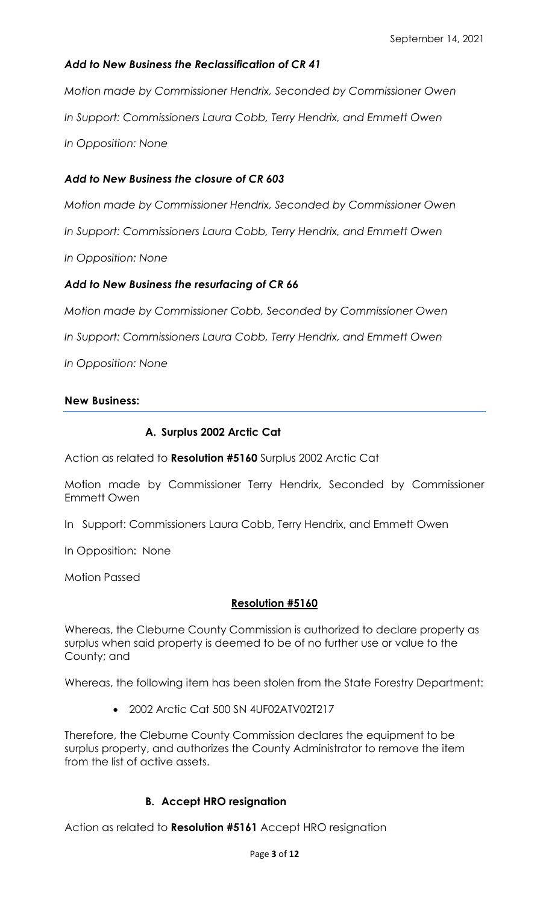***Add to New Business the Reclassification of CR 41***

*Motion made by Commissioner Hendrix, Seconded by Commissioner Owen*

*In Support: Commissioners Laura Cobb, Terry Hendrix, and Emmett Owen*

*In Opposition: None*

***Add to New Business the closure of CR 603***

*Motion made by Commissioner Hendrix, Seconded by Commissioner Owen*

*In Support: Commissioners Laura Cobb, Terry Hendrix, and Emmett Owen*

*In Opposition: None*

***Add to New Business the resurfacing of CR 66***

*Motion made by Commissioner Cobb, Seconded by Commissioner Owen*

*In Support: Commissioners Laura Cobb, Terry Hendrix, and Emmett Owen*

*In Opposition: None*

## New Business:

### A. Surplus 2002 Arctic Cat

Action as related to **Resolution #5160** Surplus 2002 Arctic Cat

Motion made by Commissioner Terry Hendrix, Seconded by Commissioner Emmett Owen

In Support: Commissioners Laura Cobb, Terry Hendrix, and Emmett Owen

In Opposition: None

Motion Passed

**Resolution #5160**

Whereas, the Cleburne County Commission is authorized to declare property as surplus when said property is deemed to be of no further use or value to the County; and

Whereas, the following item has been stolen from the State Forestry Department:

- 2002 Arctic Cat 500 SN 4UF02ATV02T217

Therefore, the Cleburne County Commission declares the equipment to be surplus property, and authorizes the County Administrator to remove the item from the list of active assets.

### B. Accept HRO resignation

Action as related to **Resolution #5161** Accept HRO resignation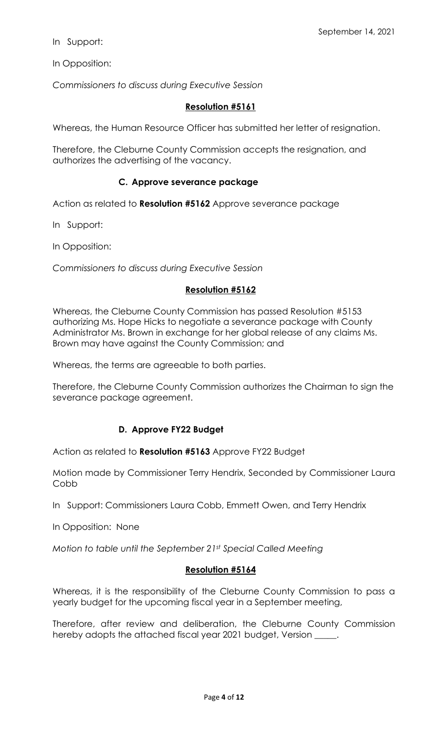In Support:

In Opposition:

*Commissioners to discuss during Executive Session*

**Resolution #5161**

Whereas, the Human Resource Officer has submitted her letter of resignation.

Therefore, the Cleburne County Commission accepts the resignation, and authorizes the advertising of the vacancy.

**C. Approve severance package**

Action as related to **Resolution #5162** Approve severance package

In Support:

In Opposition:

*Commissioners to discuss during Executive Session*

**Resolution #5162**

Whereas, the Cleburne County Commission has passed Resolution #5153 authorizing Ms. Hope Hicks to negotiate a severance package with County Administrator Ms. Brown in exchange for her global release of any claims Ms. Brown may have against the County Commission; and

Whereas, the terms are agreeable to both parties.

Therefore, the Cleburne County Commission authorizes the Chairman to sign the severance package agreement.

**D. Approve FY22 Budget**

Action as related to **Resolution #5163** Approve FY22 Budget

Motion made by Commissioner Terry Hendrix, Seconded by Commissioner Laura Cobb

In Support: Commissioners Laura Cobb, Emmett Owen, and Terry Hendrix

In Opposition: None

*Motion to table until the September 21st Special Called Meeting*

**Resolution #5164**

Whereas, it is the responsibility of the Cleburne County Commission to pass a yearly budget for the upcoming fiscal year in a September meeting,

Therefore, after review and deliberation, the Cleburne County Commission hereby adopts the attached fiscal year 2021 budget, Version _____.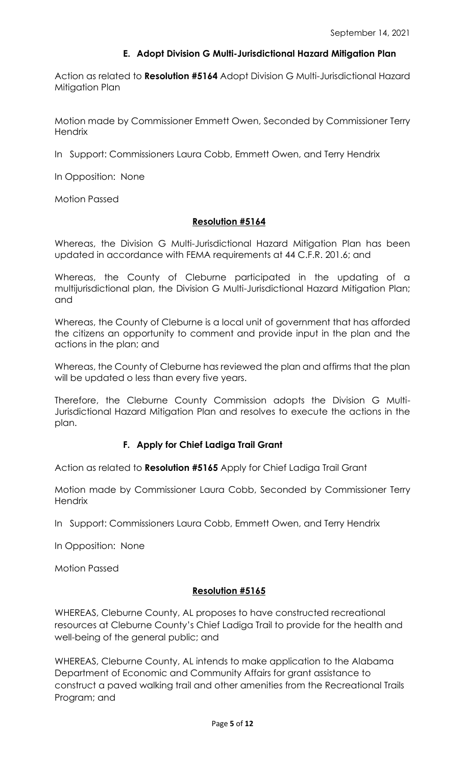September 14, 2021

### E. Adopt Division G Multi-Jurisdictional Hazard Mitigation Plan

Action as related to **Resolution #5164** Adopt Division G Multi-Jurisdictional Hazard Mitigation Plan

Motion made by Commissioner Emmett Owen, Seconded by Commissioner Terry Hendrix

In Support: Commissioners Laura Cobb, Emmett Owen, and Terry Hendrix

In Opposition: None

Motion Passed

**Resolution #5164**

Whereas, the Division G Multi-Jurisdictional Hazard Mitigation Plan has been updated in accordance with FEMA requirements at 44 C.F.R. 201.6; and

Whereas, the County of Cleburne participated in the updating of a multijurisdictional plan, the Division G Multi-Jurisdictional Hazard Mitigation Plan; and

Whereas, the County of Cleburne is a local unit of government that has afforded the citizens an opportunity to comment and provide input in the plan and the actions in the plan; and

Whereas, the County of Cleburne has reviewed the plan and affirms that the plan will be updated o less than every five years.

Therefore, the Cleburne County Commission adopts the Division G Multi-Jurisdictional Hazard Mitigation Plan and resolves to execute the actions in the plan.

### F. Apply for Chief Ladiga Trail Grant

Action as related to **Resolution #5165** Apply for Chief Ladiga Trail Grant

Motion made by Commissioner Laura Cobb, Seconded by Commissioner Terry Hendrix

In Support: Commissioners Laura Cobb, Emmett Owen, and Terry Hendrix

In Opposition: None

Motion Passed

**Resolution #5165**

WHEREAS, Cleburne County, AL proposes to have constructed recreational resources at Cleburne County's Chief Ladiga Trail to provide for the health and well-being of the general public; and

WHEREAS, Cleburne County, AL intends to make application to the Alabama Department of Economic and Community Affairs for grant assistance to construct a paved walking trail and other amenities from the Recreational Trails Program; and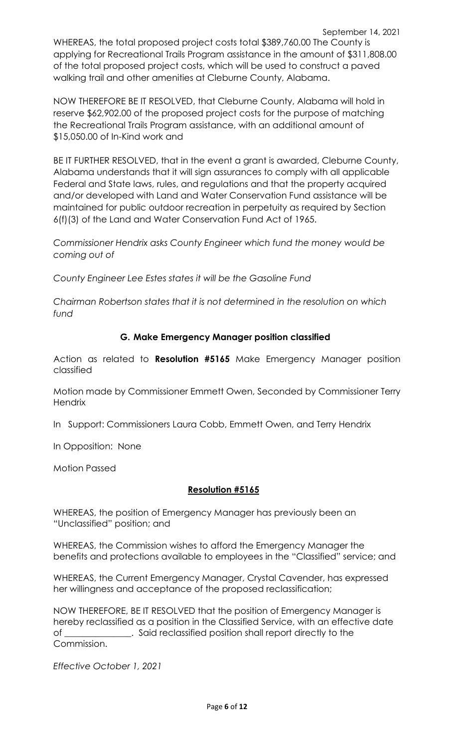WHEREAS, the total proposed project costs total $389,760.00 The County is applying for Recreational Trails Program assistance in the amount of $311,808.00 of the total proposed project costs, which will be used to construct a paved walking trail and other amenities at Cleburne County, Alabama.

NOW THEREFORE BE IT RESOLVED, that Cleburne County, Alabama will hold in reserve $62,902.00 of the proposed project costs for the purpose of matching the Recreational Trails Program assistance, with an additional amount of $15,050.00 of In-Kind work and

BE IT FURTHER RESOLVED, that in the event a grant is awarded, Cleburne County, Alabama understands that it will sign assurances to comply with all applicable Federal and State laws, rules, and regulations and that the property acquired and/or developed with Land and Water Conservation Fund assistance will be maintained for public outdoor recreation in perpetuity as required by Section 6(f)(3) of the Land and Water Conservation Fund Act of 1965.

*Commissioner Hendrix asks County Engineer which fund the money would be coming out of*

*County Engineer Lee Estes states it will be the Gasoline Fund*

*Chairman Robertson states that it is not determined in the resolution on which fund*

### G. Make Emergency Manager position classified

Action as related to **Resolution #5165** Make Emergency Manager position classified

Motion made by Commissioner Emmett Owen, Seconded by Commissioner Terry Hendrix

In Support: Commissioners Laura Cobb, Emmett Owen, and Terry Hendrix

In Opposition: None

Motion Passed

### Resolution #5165

WHEREAS, the position of Emergency Manager has previously been an "Unclassified" position; and

WHEREAS, the Commission wishes to afford the Emergency Manager the benefits and protections available to employees in the "Classified" service; and

WHEREAS, the Current Emergency Manager, Crystal Cavender, has expressed her willingness and acceptance of the proposed reclassification;

NOW THEREFORE, BE IT RESOLVED that the position of Emergency Manager is hereby reclassified as a position in the Classified Service, with an effective date of _______________. Said reclassified position shall report directly to the Commission.

*Effective October 1, 2021*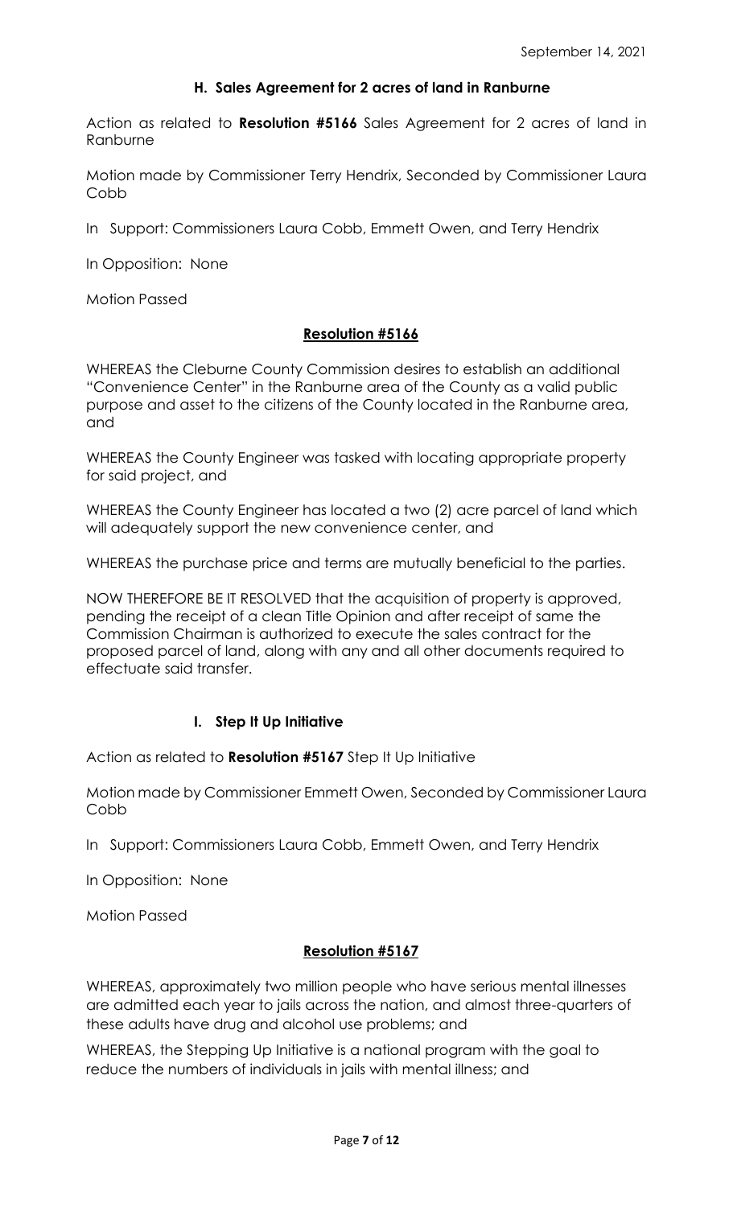September 14, 2021

### H. Sales Agreement for 2 acres of land in Ranburne

Action as related to **Resolution #5166** Sales Agreement for 2 acres of land in Ranburne

Motion made by Commissioner Terry Hendrix, Seconded by Commissioner Laura Cobb

In Support: Commissioners Laura Cobb, Emmett Owen, and Terry Hendrix

In Opposition: None

Motion Passed

**Resolution #5166**

WHEREAS the Cleburne County Commission desires to establish an additional "Convenience Center" in the Ranburne area of the County as a valid public purpose and asset to the citizens of the County located in the Ranburne area, and

WHEREAS the County Engineer was tasked with locating appropriate property for said project, and

WHEREAS the County Engineer has located a two (2) acre parcel of land which will adequately support the new convenience center, and

WHEREAS the purchase price and terms are mutually beneficial to the parties.

NOW THEREFORE BE IT RESOLVED that the acquisition of property is approved, pending the receipt of a clean Title Opinion and after receipt of same the Commission Chairman is authorized to execute the sales contract for the proposed parcel of land, along with any and all other documents required to effectuate said transfer.

### I. Step It Up Initiative

Action as related to **Resolution #5167** Step It Up Initiative

Motion made by Commissioner Emmett Owen, Seconded by Commissioner Laura Cobb

In Support: Commissioners Laura Cobb, Emmett Owen, and Terry Hendrix

In Opposition: None

Motion Passed

**Resolution #5167**

WHEREAS, approximately two million people who have serious mental illnesses are admitted each year to jails across the nation, and almost three-quarters of these adults have drug and alcohol use problems; and

WHEREAS, the Stepping Up Initiative is a national program with the goal to reduce the numbers of individuals in jails with mental illness; and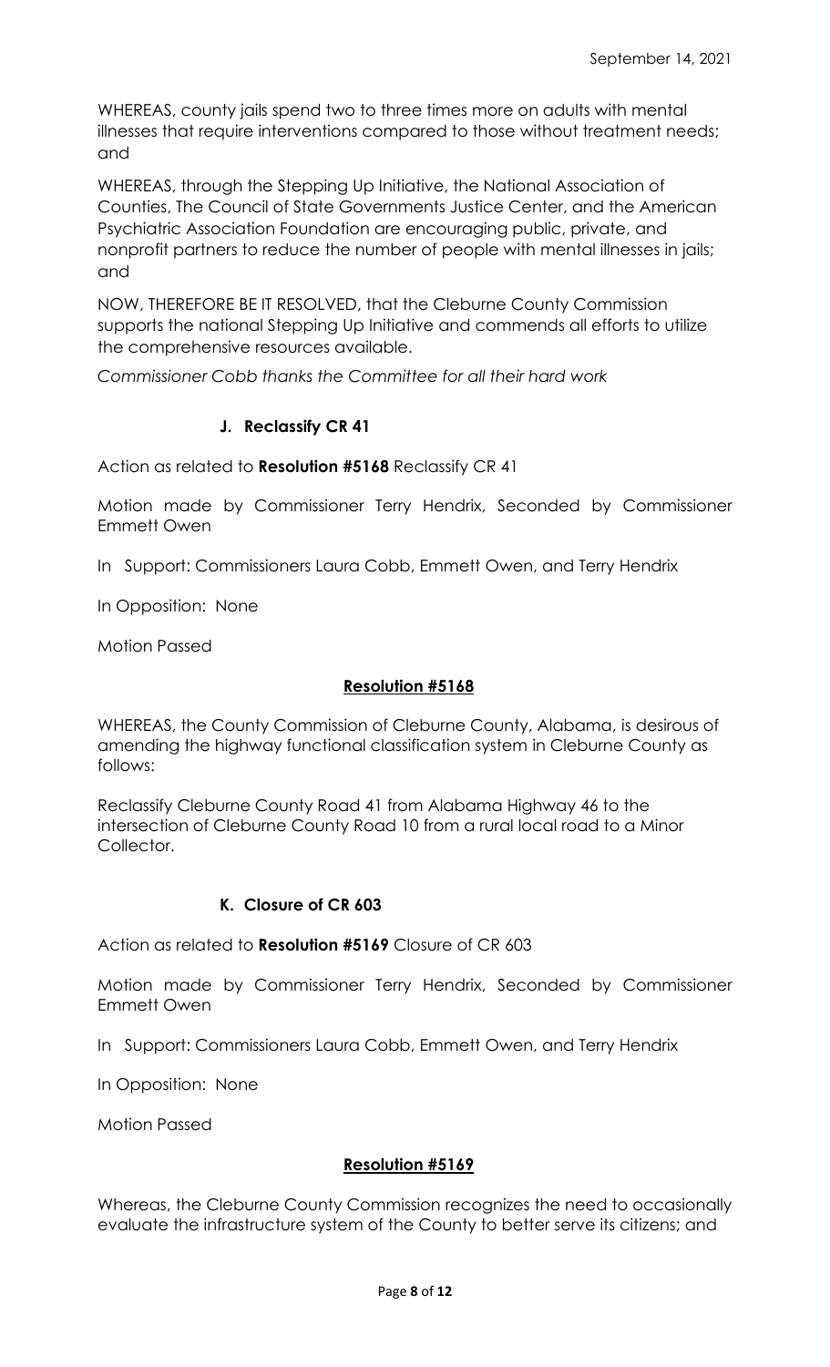WHEREAS, county jails spend two to three times more on adults with mental illnesses that require interventions compared to those without treatment needs; and

WHEREAS, through the Stepping Up Initiative, the National Association of Counties, The Council of State Governments Justice Center, and the American Psychiatric Association Foundation are encouraging public, private, and nonprofit partners to reduce the number of people with mental illnesses in jails; and

NOW, THEREFORE BE IT RESOLVED, that the Cleburne County Commission supports the national Stepping Up Initiative and commends all efforts to utilize the comprehensive resources available.

*Commissioner Cobb thanks the Committee for all their hard work*

### J. Reclassify CR 41

Action as related to **Resolution #5168** Reclassify CR 41

Motion made by Commissioner Terry Hendrix, Seconded by Commissioner Emmett Owen

In Support: Commissioners Laura Cobb, Emmett Owen, and Terry Hendrix

In Opposition: None

Motion Passed

**Resolution #5168**

WHEREAS, the County Commission of Cleburne County, Alabama, is desirous of amending the highway functional classification system in Cleburne County as follows:

Reclassify Cleburne County Road 41 from Alabama Highway 46 to the intersection of Cleburne County Road 10 from a rural local road to a Minor Collector.

### K. Closure of CR 603

Action as related to **Resolution #5169** Closure of CR 603

Motion made by Commissioner Terry Hendrix, Seconded by Commissioner Emmett Owen

In Support: Commissioners Laura Cobb, Emmett Owen, and Terry Hendrix

In Opposition: None

Motion Passed

**Resolution #5169**

Whereas, the Cleburne County Commission recognizes the need to occasionally evaluate the infrastructure system of the County to better serve its citizens; and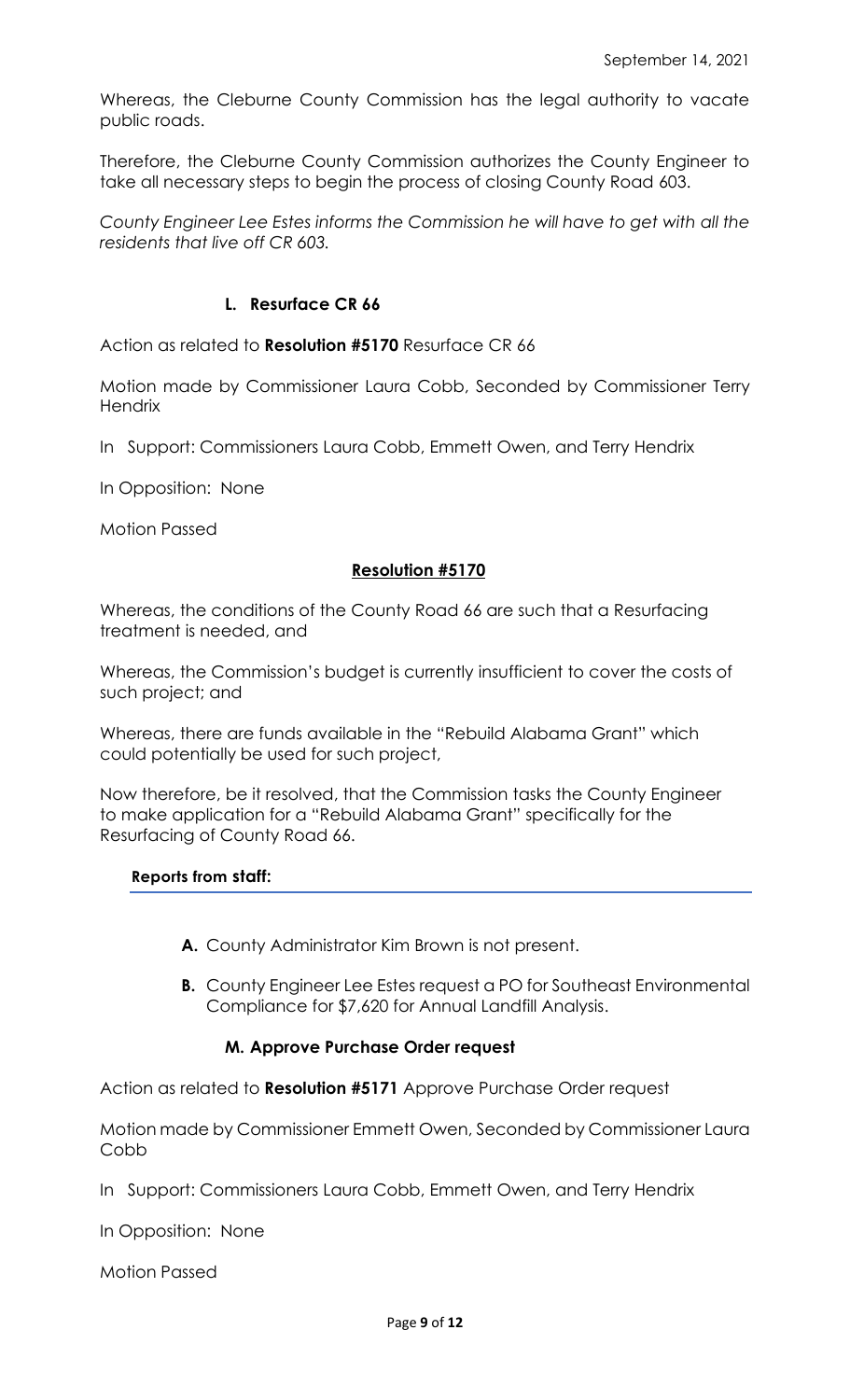Whereas, the Cleburne County Commission has the legal authority to vacate public roads.

Therefore, the Cleburne County Commission authorizes the County Engineer to take all necessary steps to begin the process of closing County Road 603.

*County Engineer Lee Estes informs the Commission he will have to get with all the residents that live off CR 603.*

### L. Resurface CR 66

Action as related to **Resolution #5170** Resurface CR 66

Motion made by Commissioner Laura Cobb, Seconded by Commissioner Terry Hendrix

In Support: Commissioners Laura Cobb, Emmett Owen, and Terry Hendrix

In Opposition: None

Motion Passed

**Resolution #5170**

Whereas, the conditions of the County Road 66 are such that a Resurfacing treatment is needed, and

Whereas, the Commission's budget is currently insufficient to cover the costs of such project; and

Whereas, there are funds available in the "Rebuild Alabama Grant" which could potentially be used for such project,

Now therefore, be it resolved, that the Commission tasks the County Engineer to make application for a "Rebuild Alabama Grant" specifically for the Resurfacing of County Road 66.

**Reports from staff:**

- **A.** County Administrator Kim Brown is not present.
- **B.** County Engineer Lee Estes request a PO for Southeast Environmental Compliance for $7,620 for Annual Landfill Analysis.

### M. Approve Purchase Order request

Action as related to **Resolution #5171** Approve Purchase Order request

Motion made by Commissioner Emmett Owen, Seconded by Commissioner Laura Cobb

In Support: Commissioners Laura Cobb, Emmett Owen, and Terry Hendrix

In Opposition: None

Motion Passed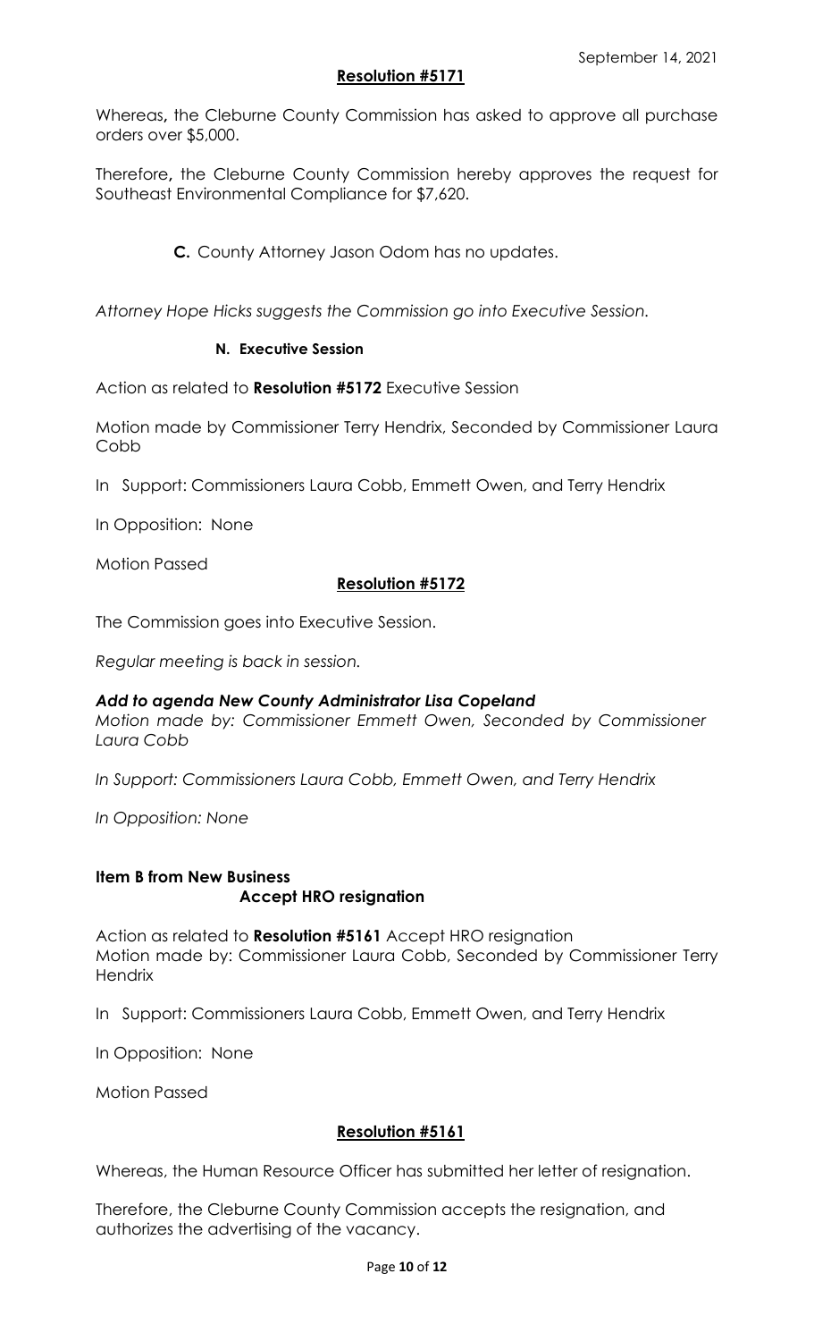September 14, 2021

**Resolution #5171**

Whereas**,** the Cleburne County Commission has asked to approve all purchase orders over $5,000.

Therefore**,** the Cleburne County Commission hereby approves the request for Southeast Environmental Compliance for $7,620.

**C.** County Attorney Jason Odom has no updates.

*Attorney Hope Hicks suggests the Commission go into Executive Session.*

**N. Executive Session**

Action as related to **Resolution #5172** Executive Session

Motion made by Commissioner Terry Hendrix, Seconded by Commissioner Laura Cobb

In Support: Commissioners Laura Cobb, Emmett Owen, and Terry Hendrix

In Opposition: None

Motion Passed

**Resolution #5172**

The Commission goes into Executive Session.

*Regular meeting is back in session.*

***Add to agenda New County Administrator Lisa Copeland***

*Motion made by: Commissioner Emmett Owen, Seconded by Commissioner Laura Cobb*

*In Support: Commissioners Laura Cobb, Emmett Owen, and Terry Hendrix*

*In Opposition: None*

**Item B from New Business**

**Accept HRO resignation**

Action as related to **Resolution #5161** Accept HRO resignation
Motion made by: Commissioner Laura Cobb, Seconded by Commissioner Terry Hendrix

In Support: Commissioners Laura Cobb, Emmett Owen, and Terry Hendrix

In Opposition: None

Motion Passed

**Resolution #5161**

Whereas, the Human Resource Officer has submitted her letter of resignation.

Therefore, the Cleburne County Commission accepts the resignation, and authorizes the advertising of the vacancy.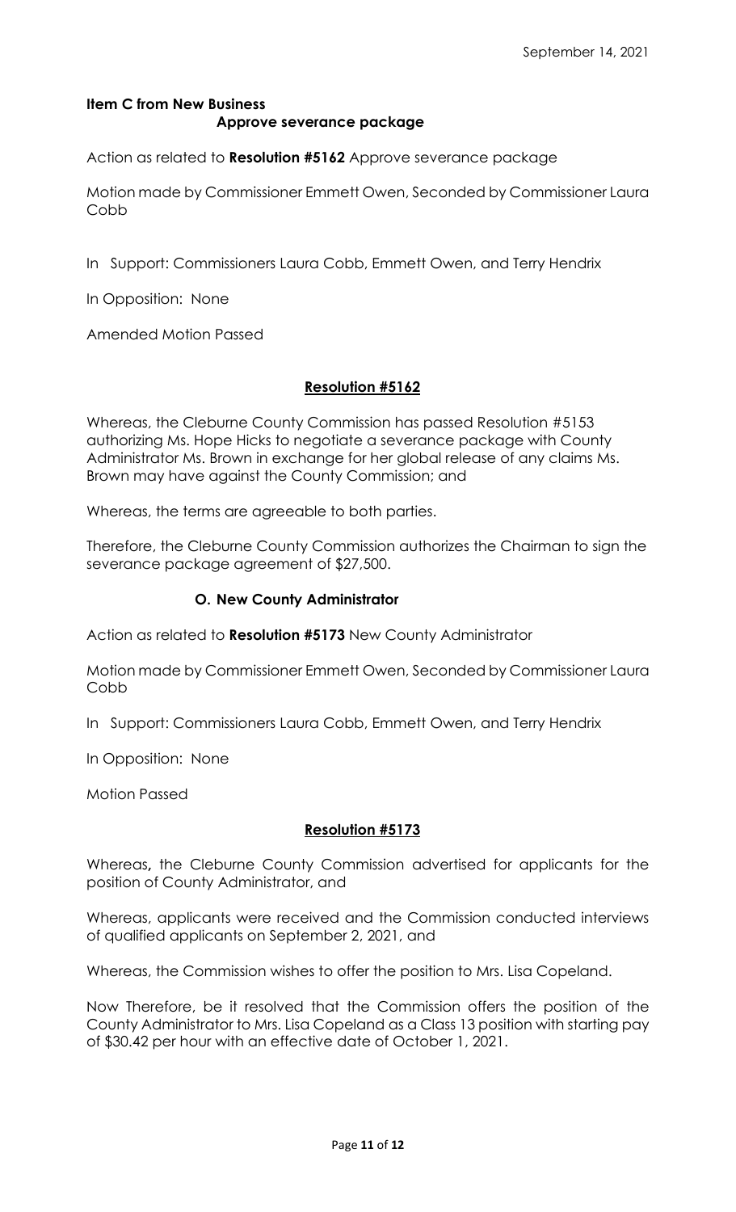September 14, 2021

**Item C from New Business**
**Approve severance package**

Action as related to **Resolution #5162** Approve severance package

Motion made by Commissioner Emmett Owen, Seconded by Commissioner Laura Cobb

In Support: Commissioners Laura Cobb, Emmett Owen, and Terry Hendrix

In Opposition: None

Amended Motion Passed

**Resolution #5162**

Whereas, the Cleburne County Commission has passed Resolution #5153 authorizing Ms. Hope Hicks to negotiate a severance package with County Administrator Ms. Brown in exchange for her global release of any claims Ms. Brown may have against the County Commission; and

Whereas, the terms are agreeable to both parties.

Therefore, the Cleburne County Commission authorizes the Chairman to sign the severance package agreement of $27,500.

**O. New County Administrator**

Action as related to **Resolution #5173** New County Administrator

Motion made by Commissioner Emmett Owen, Seconded by Commissioner Laura Cobb

In Support: Commissioners Laura Cobb, Emmett Owen, and Terry Hendrix

In Opposition: None

Motion Passed

**Resolution #5173**

Whereas**,** the Cleburne County Commission advertised for applicants for the position of County Administrator, and

Whereas, applicants were received and the Commission conducted interviews of qualified applicants on September 2, 2021, and

Whereas, the Commission wishes to offer the position to Mrs. Lisa Copeland.

Now Therefore, be it resolved that the Commission offers the position of the County Administrator to Mrs. Lisa Copeland as a Class 13 position with starting pay of $30.42 per hour with an effective date of October 1, 2021.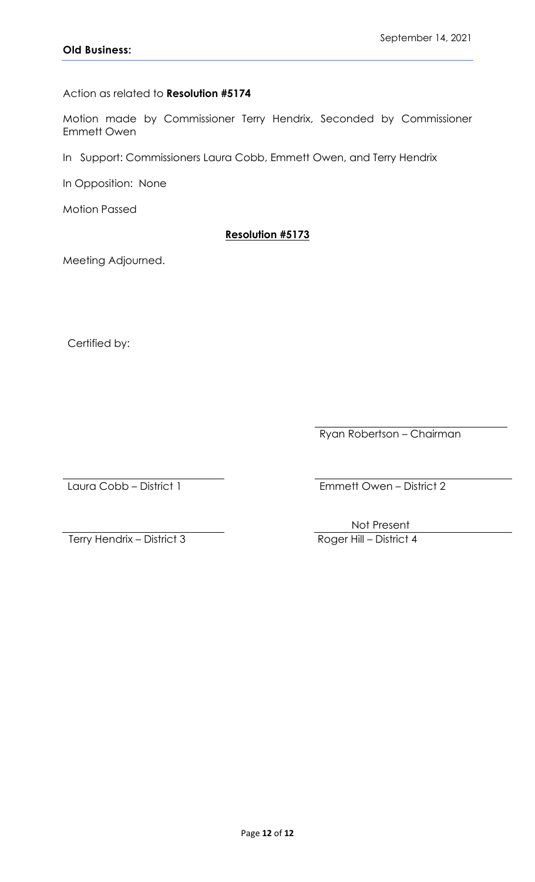**Old Business:**

September 14, 2021

Action as related to **Resolution #5174**

Motion made by Commissioner Terry Hendrix, Seconded by Commissioner Emmett Owen

In Support: Commissioners Laura Cobb, Emmett Owen, and Terry Hendrix

In Opposition: None

Motion Passed

**Resolution #5173**

Meeting Adjourned.

Certified by:

Ryan Robertson – Chairman

Laura Cobb – District 1

Emmett Owen – District 2

Terry Hendrix – District 3

Not Present
Roger Hill – District 4